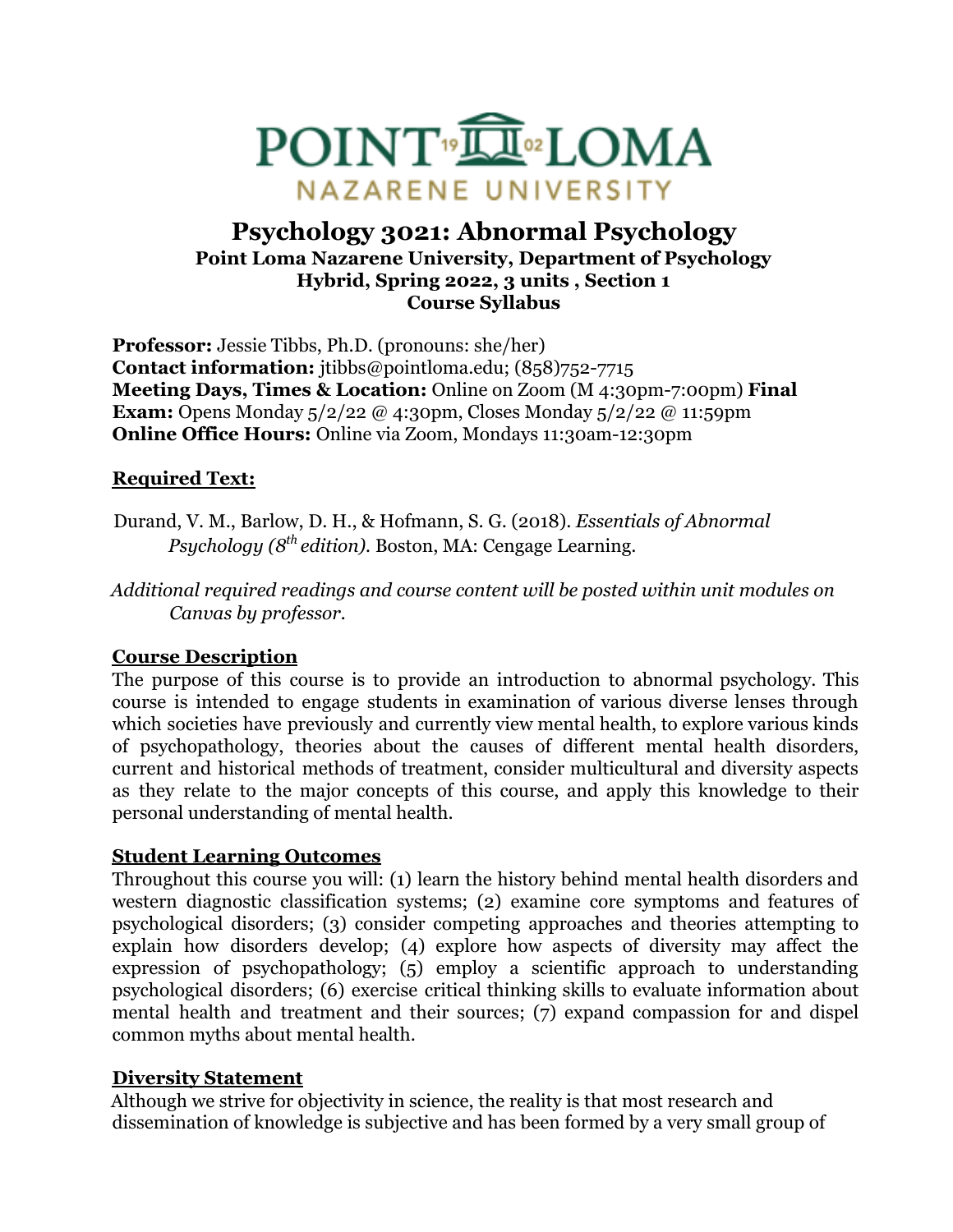# Psychology 3021: Abnormal Psychology

**Point Loma Nazarene University, Department of Psychology**
**Hybrid, Spring 2022, 3 units , Section 1**
**Course Syllabus**

**Professor:** Jessie Tibbs, Ph.D. (pronouns: she/her)
**Contact information:** jtibbs@pointloma.edu; (858)752-7715
**Meeting Days, Times & Location:** Online on Zoom (M 4:30pm-7:00pm) **Final Exam:** Opens Monday 5/2/22 @ 4:30pm, Closes Monday 5/2/22 @ 11:59pm
**Online Office Hours:** Online via Zoom, Mondays 11:30am-12:30pm

## Required Text:

Durand, V. M., Barlow, D. H., & Hofmann, S. G. (2018). *Essentials of Abnormal Psychology (8th edition).* Boston, MA: Cengage Learning.

*Additional required readings and course content will be posted within unit modules on Canvas by professor.*

## Course Description

The purpose of this course is to provide an introduction to abnormal psychology. This course is intended to engage students in examination of various diverse lenses through which societies have previously and currently view mental health, to explore various kinds of psychopathology, theories about the causes of different mental health disorders, current and historical methods of treatment, consider multicultural and diversity aspects as they relate to the major concepts of this course, and apply this knowledge to their personal understanding of mental health.

## Student Learning Outcomes

Throughout this course you will: (1) learn the history behind mental health disorders and western diagnostic classification systems; (2) examine core symptoms and features of psychological disorders; (3) consider competing approaches and theories attempting to explain how disorders develop; (4) explore how aspects of diversity may affect the expression of psychopathology; (5) employ a scientific approach to understanding psychological disorders; (6) exercise critical thinking skills to evaluate information about mental health and treatment and their sources; (7) expand compassion for and dispel common myths about mental health.

## Diversity Statement

Although we strive for objectivity in science, the reality is that most research and dissemination of knowledge is subjective and has been formed by a very small group of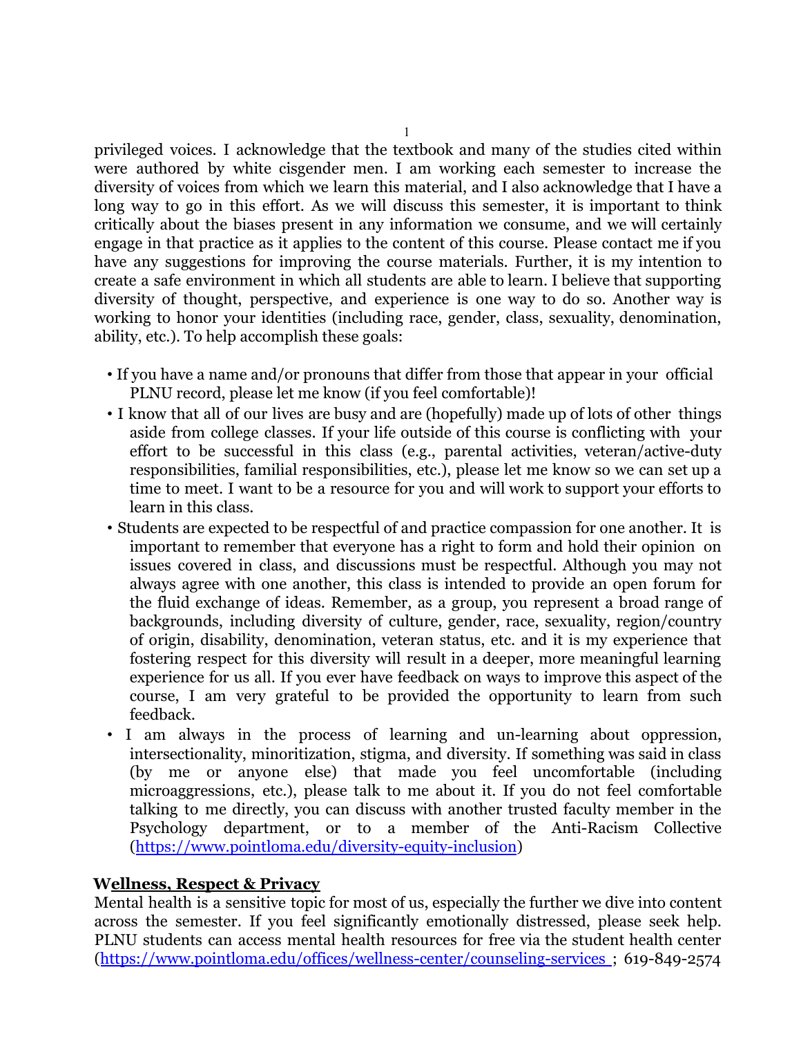privileged voices. I acknowledge that the textbook and many of the studies cited within were authored by white cisgender men. I am working each semester to increase the diversity of voices from which we learn this material, and I also acknowledge that I have a long way to go in this effort. As we will discuss this semester, it is important to think critically about the biases present in any information we consume, and we will certainly engage in that practice as it applies to the content of this course. Please contact me if you have any suggestions for improving the course materials. Further, it is my intention to create a safe environment in which all students are able to learn. I believe that supporting diversity of thought, perspective, and experience is one way to do so. Another way is working to honor your identities (including race, gender, class, sexuality, denomination, ability, etc.). To help accomplish these goals:

- If you have a name and/or pronouns that differ from those that appear in your official PLNU record, please let me know (if you feel comfortable)!
- I know that all of our lives are busy and are (hopefully) made up of lots of other things aside from college classes. If your life outside of this course is conflicting with your effort to be successful in this class (e.g., parental activities, veteran/active-duty responsibilities, familial responsibilities, etc.), please let me know so we can set up a time to meet. I want to be a resource for you and will work to support your efforts to learn in this class.
- Students are expected to be respectful of and practice compassion for one another. It is important to remember that everyone has a right to form and hold their opinion on issues covered in class, and discussions must be respectful. Although you may not always agree with one another, this class is intended to provide an open forum for the fluid exchange of ideas. Remember, as a group, you represent a broad range of backgrounds, including diversity of culture, gender, race, sexuality, region/country of origin, disability, denomination, veteran status, etc. and it is my experience that fostering respect for this diversity will result in a deeper, more meaningful learning experience for us all. If you ever have feedback on ways to improve this aspect of the course, I am very grateful to be provided the opportunity to learn from such feedback.
- I am always in the process of learning and un-learning about oppression, intersectionality, minoritization, stigma, and diversity. If something was said in class (by me or anyone else) that made you feel uncomfortable (including microaggressions, etc.), please talk to me about it. If you do not feel comfortable talking to me directly, you can discuss with another trusted faculty member in the Psychology department, or to a member of the Anti-Racism Collective (https://www.pointloma.edu/diversity-equity-inclusion)

## Wellness, Respect & Privacy

Mental health is a sensitive topic for most of us, especially the further we dive into content across the semester. If you feel significantly emotionally distressed, please seek help. PLNU students can access mental health resources for free via the student health center (https://www.pointloma.edu/offices/wellness-center/counseling-services ; 619-849-2574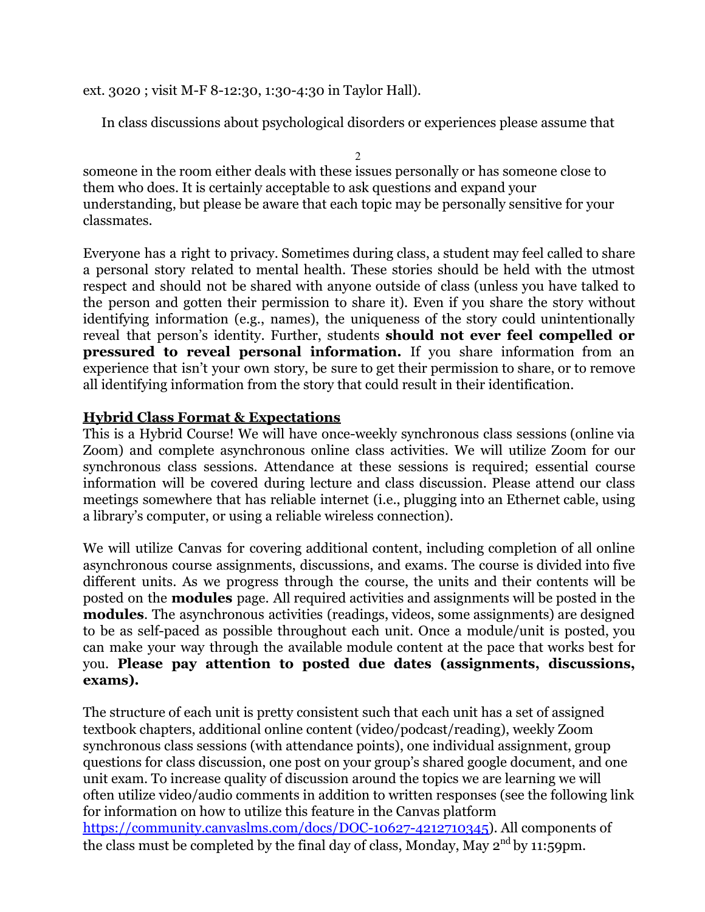ext. 3020 ; visit M-F 8-12:30, 1:30-4:30 in Taylor Hall).

In class discussions about psychological disorders or experiences please assume that someone in the room either deals with these issues personally or has someone close to them who does. It is certainly acceptable to ask questions and expand your understanding, but please be aware that each topic may be personally sensitive for your classmates.

Everyone has a right to privacy. Sometimes during class, a student may feel called to share a personal story related to mental health. These stories should be held with the utmost respect and should not be shared with anyone outside of class (unless you have talked to the person and gotten their permission to share it). Even if you share the story without identifying information (e.g., names), the uniqueness of the story could unintentionally reveal that person's identity. Further, students **should not ever feel compelled or pressured to reveal personal information.** If you share information from an experience that isn't your own story, be sure to get their permission to share, or to remove all identifying information from the story that could result in their identification.

## Hybrid Class Format & Expectations

This is a Hybrid Course! We will have once-weekly synchronous class sessions (online via Zoom) and complete asynchronous online class activities. We will utilize Zoom for our synchronous class sessions. Attendance at these sessions is required; essential course information will be covered during lecture and class discussion. Please attend our class meetings somewhere that has reliable internet (i.e., plugging into an Ethernet cable, using a library's computer, or using a reliable wireless connection).

We will utilize Canvas for covering additional content, including completion of all online asynchronous course assignments, discussions, and exams. The course is divided into five different units. As we progress through the course, the units and their contents will be posted on the **modules** page. All required activities and assignments will be posted in the **modules**. The asynchronous activities (readings, videos, some assignments) are designed to be as self-paced as possible throughout each unit. Once a module/unit is posted, you can make your way through the available module content at the pace that works best for you. **Please pay attention to posted due dates (assignments, discussions, exams).**

The structure of each unit is pretty consistent such that each unit has a set of assigned textbook chapters, additional online content (video/podcast/reading), weekly Zoom synchronous class sessions (with attendance points), one individual assignment, group questions for class discussion, one post on your group's shared google document, and one unit exam. To increase quality of discussion around the topics we are learning we will often utilize video/audio comments in addition to written responses (see the following link for information on how to utilize this feature in the Canvas platform https://community.canvaslms.com/docs/DOC-10627-4212710345). All components of the class must be completed by the final day of class, Monday, May 2nd by 11:59pm.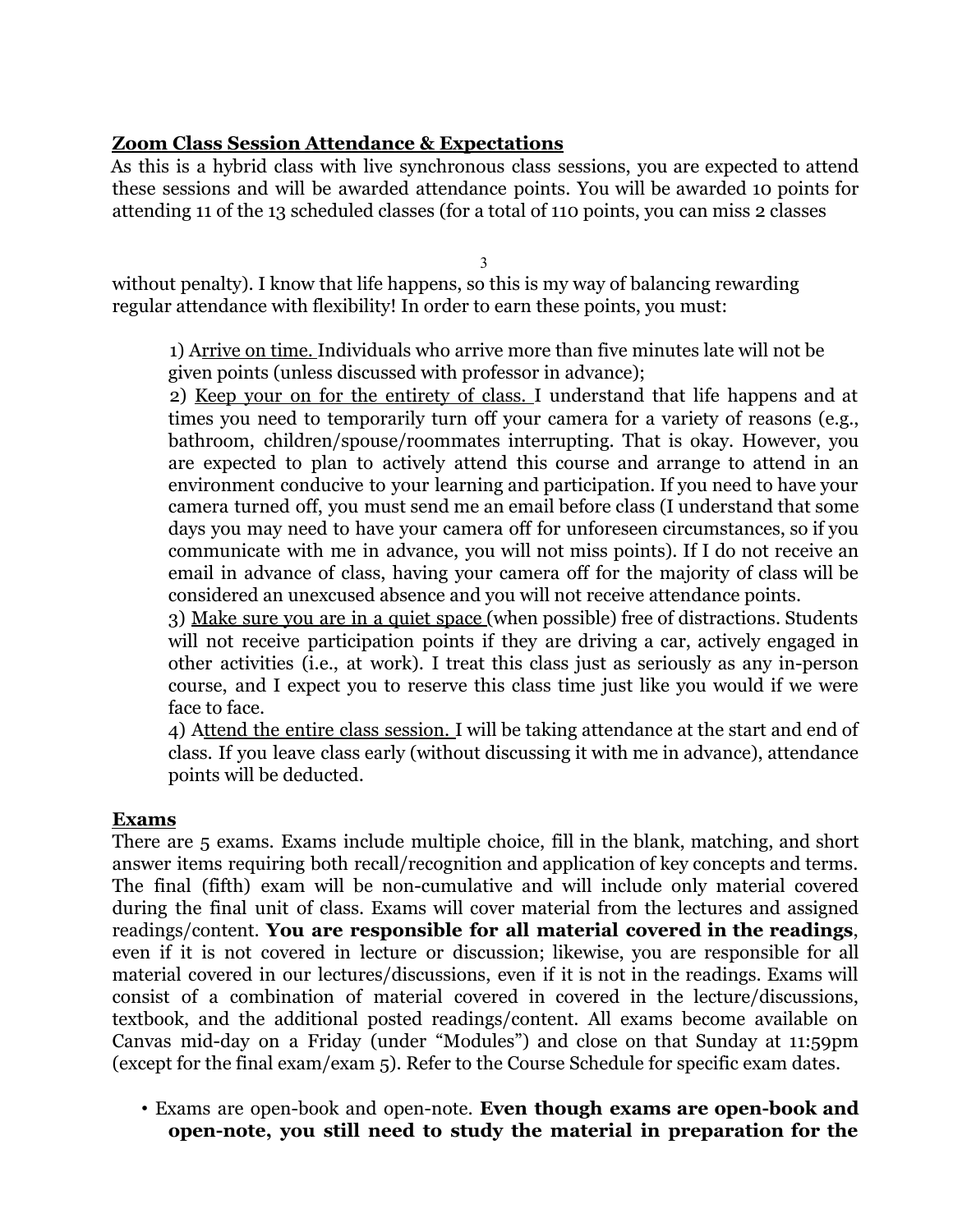**Zoom Class Session Attendance & Expectations**

As this is a hybrid class with live synchronous class sessions, you are expected to attend these sessions and will be awarded attendance points. You will be awarded 10 points for attending 11 of the 13 scheduled classes (for a total of 110 points, you can miss 2 classes without penalty). I know that life happens, so this is my way of balancing rewarding regular attendance with flexibility! In order to earn these points, you must:

1) Arrive on time. Individuals who arrive more than five minutes late will not be given points (unless discussed with professor in advance);

2) Keep your on for the entirety of class. I understand that life happens and at times you need to temporarily turn off your camera for a variety of reasons (e.g., bathroom, children/spouse/roommates interrupting. That is okay. However, you are expected to plan to actively attend this course and arrange to attend in an environment conducive to your learning and participation. If you need to have your camera turned off, you must send me an email before class (I understand that some days you may need to have your camera off for unforeseen circumstances, so if you communicate with me in advance, you will not miss points). If I do not receive an email in advance of class, having your camera off for the majority of class will be considered an unexcused absence and you will not receive attendance points.

3) Make sure you are in a quiet space (when possible) free of distractions. Students will not receive participation points if they are driving a car, actively engaged in other activities (i.e., at work). I treat this class just as seriously as any in-person course, and I expect you to reserve this class time just like you would if we were face to face.

4) Attend the entire class session. I will be taking attendance at the start and end of class. If you leave class early (without discussing it with me in advance), attendance points will be deducted.

**Exams**

There are 5 exams. Exams include multiple choice, fill in the blank, matching, and short answer items requiring both recall/recognition and application of key concepts and terms. The final (fifth) exam will be non-cumulative and will include only material covered during the final unit of class. Exams will cover material from the lectures and assigned readings/content. **You are responsible for all material covered in the readings**, even if it is not covered in lecture or discussion; likewise, you are responsible for all material covered in our lectures/discussions, even if it is not in the readings. Exams will consist of a combination of material covered in covered in the lecture/discussions, textbook, and the additional posted readings/content. All exams become available on Canvas mid-day on a Friday (under "Modules") and close on that Sunday at 11:59pm (except for the final exam/exam 5). Refer to the Course Schedule for specific exam dates.

- Exams are open-book and open-note. **Even though exams are open-book and open-note, you still need to study the material in preparation for the**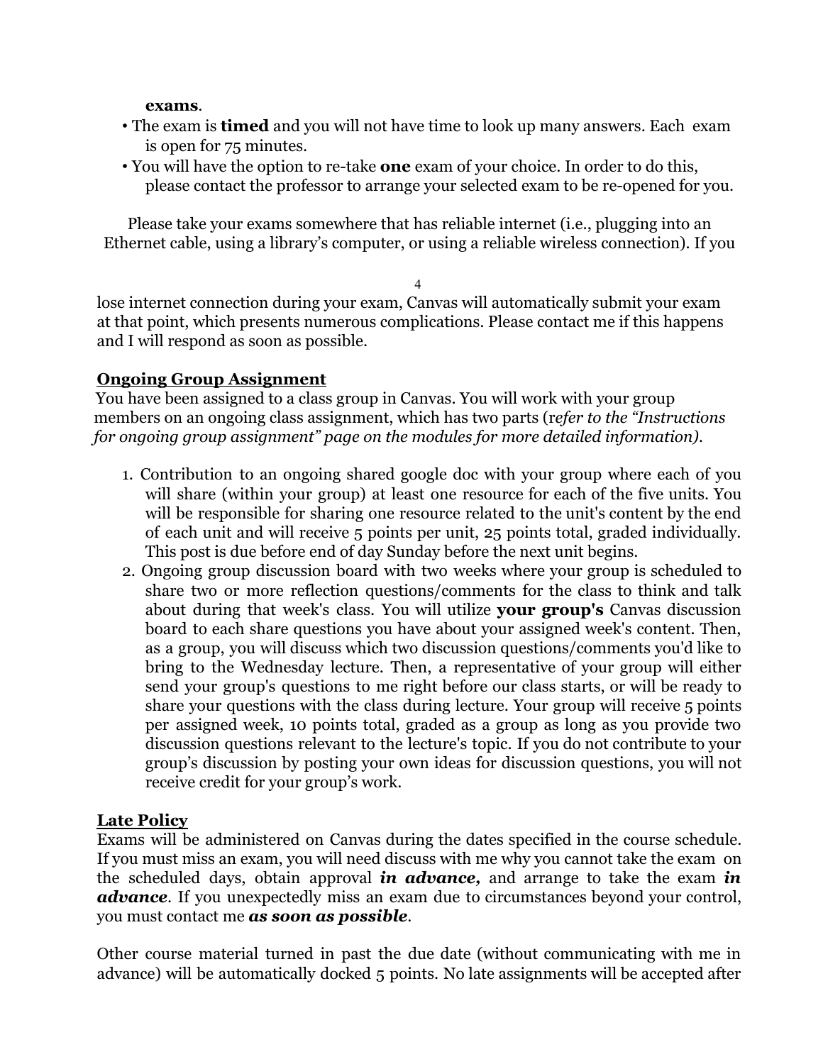**exams**.

- The exam is **timed** and you will not have time to look up many answers. Each exam is open for 75 minutes.
- You will have the option to re-take **one** exam of your choice. In order to do this, please contact the professor to arrange your selected exam to be re-opened for you.

Please take your exams somewhere that has reliable internet (i.e., plugging into an Ethernet cable, using a library's computer, or using a reliable wireless connection). If you lose internet connection during your exam, Canvas will automatically submit your exam at that point, which presents numerous complications. Please contact me if this happens and I will respond as soon as possible.

**Ongoing Group Assignment**

You have been assigned to a class group in Canvas. You will work with your group members on an ongoing class assignment, which has two parts (r*efer to the "Instructions for ongoing group assignment" page on the modules for more detailed information)*.

1. Contribution to an ongoing shared google doc with your group where each of you will share (within your group) at least one resource for each of the five units. You will be responsible for sharing one resource related to the unit's content by the end of each unit and will receive 5 points per unit, 25 points total, graded individually. This post is due before end of day Sunday before the next unit begins.
2. Ongoing group discussion board with two weeks where your group is scheduled to share two or more reflection questions/comments for the class to think and talk about during that week's class. You will utilize **your group's** Canvas discussion board to each share questions you have about your assigned week's content. Then, as a group, you will discuss which two discussion questions/comments you'd like to bring to the Wednesday lecture. Then, a representative of your group will either send your group's questions to me right before our class starts, or will be ready to share your questions with the class during lecture. Your group will receive 5 points per assigned week, 10 points total, graded as a group as long as you provide two discussion questions relevant to the lecture's topic. If you do not contribute to your group's discussion by posting your own ideas for discussion questions, you will not receive credit for your group's work.

**Late Policy**

Exams will be administered on Canvas during the dates specified in the course schedule. If you must miss an exam, you will need discuss with me why you cannot take the exam on the scheduled days, obtain approval ***in advance,*** and arrange to take the exam ***in advance***. If you unexpectedly miss an exam due to circumstances beyond your control, you must contact me ***as soon as possible***.

Other course material turned in past the due date (without communicating with me in advance) will be automatically docked 5 points. No late assignments will be accepted after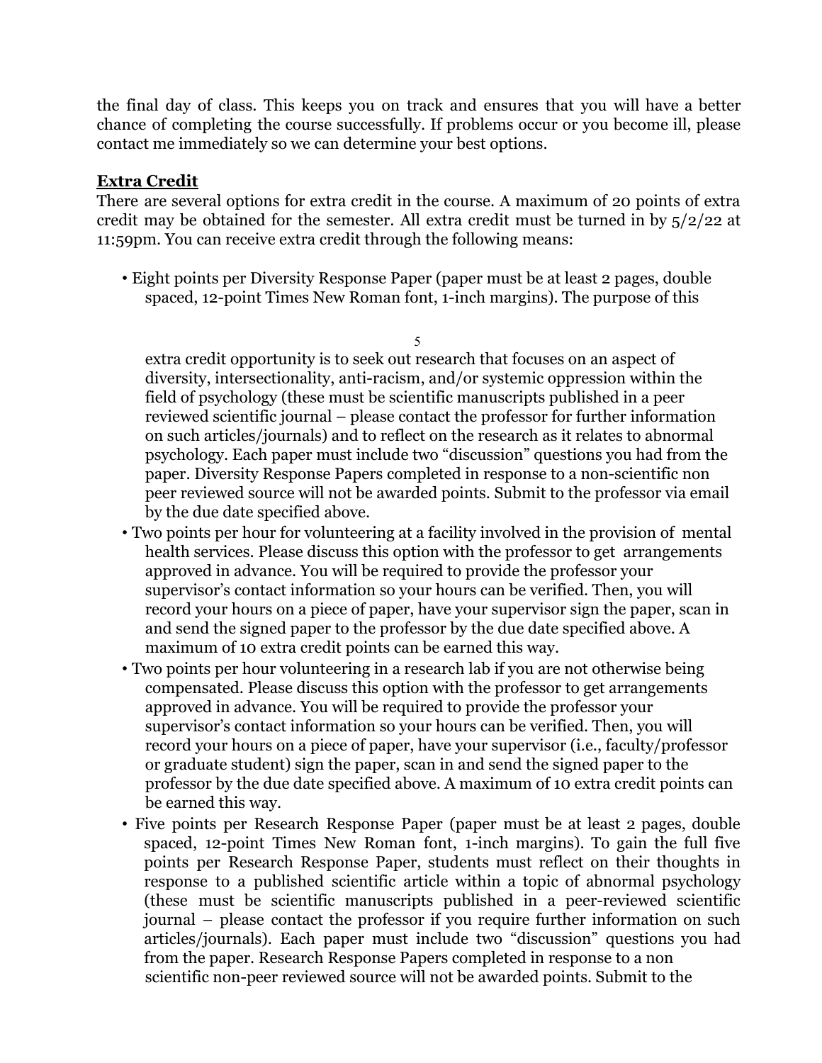the final day of class. This keeps you on track and ensures that you will have a better chance of completing the course successfully. If problems occur or you become ill, please contact me immediately so we can determine your best options.

**Extra Credit**

There are several options for extra credit in the course. A maximum of 20 points of extra credit may be obtained for the semester. All extra credit must be turned in by 5/2/22 at 11:59pm. You can receive extra credit through the following means:

- Eight points per Diversity Response Paper (paper must be at least 2 pages, double spaced, 12-point Times New Roman font, 1-inch margins). The purpose of this extra credit opportunity is to seek out research that focuses on an aspect of diversity, intersectionality, anti-racism, and/or systemic oppression within the field of psychology (these must be scientific manuscripts published in a peer reviewed scientific journal – please contact the professor for further information on such articles/journals) and to reflect on the research as it relates to abnormal psychology. Each paper must include two "discussion" questions you had from the paper. Diversity Response Papers completed in response to a non-scientific non peer reviewed source will not be awarded points. Submit to the professor via email by the due date specified above.
- Two points per hour for volunteering at a facility involved in the provision of mental health services. Please discuss this option with the professor to get arrangements approved in advance. You will be required to provide the professor your supervisor's contact information so your hours can be verified. Then, you will record your hours on a piece of paper, have your supervisor sign the paper, scan in and send the signed paper to the professor by the due date specified above. A maximum of 10 extra credit points can be earned this way.
- Two points per hour volunteering in a research lab if you are not otherwise being compensated. Please discuss this option with the professor to get arrangements approved in advance. You will be required to provide the professor your supervisor's contact information so your hours can be verified. Then, you will record your hours on a piece of paper, have your supervisor (i.e., faculty/professor or graduate student) sign the paper, scan in and send the signed paper to the professor by the due date specified above. A maximum of 10 extra credit points can be earned this way.
- Five points per Research Response Paper (paper must be at least 2 pages, double spaced, 12-point Times New Roman font, 1-inch margins). To gain the full five points per Research Response Paper, students must reflect on their thoughts in response to a published scientific article within a topic of abnormal psychology (these must be scientific manuscripts published in a peer-reviewed scientific journal – please contact the professor if you require further information on such articles/journals). Each paper must include two "discussion" questions you had from the paper. Research Response Papers completed in response to a non scientific non-peer reviewed source will not be awarded points. Submit to the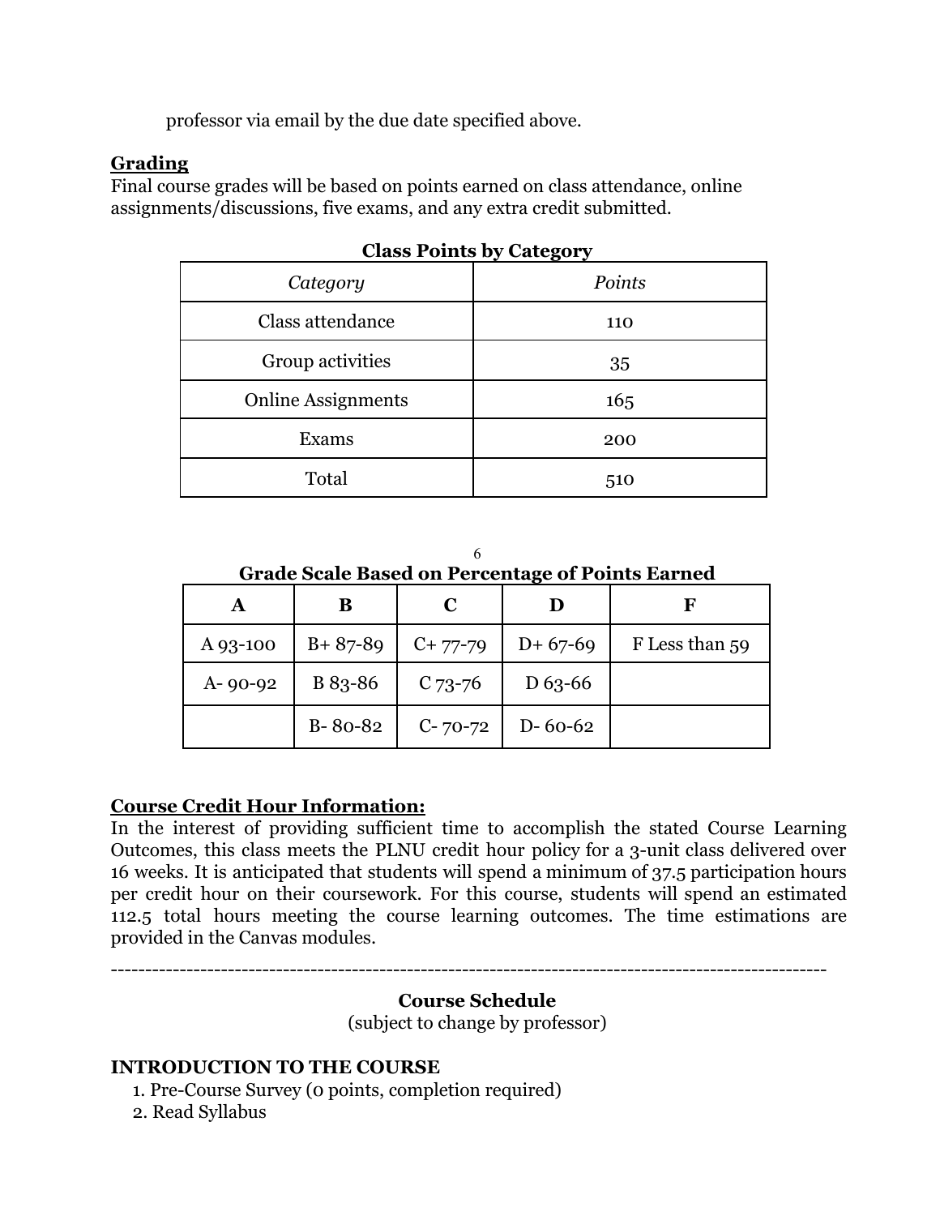professor via email by the due date specified above.

**Grading**

Final course grades will be based on points earned on class attendance, online assignments/discussions, five exams, and any extra credit submitted.

**Class Points by Category**

| *Category* | *Points* |
|---|---|
| Class attendance | 110 |
| Group activities | 35 |
| Online Assignments | 165 |
| Exams | 200 |
| Total | 510 |

**Grade Scale Based on Percentage of Points Earned**

| A | B | C | D | F |
|---|---|---|---|---|
| A 93-100 | B+ 87-89 | C+ 77-79 | D+ 67-69 | F Less than 59 |
| A- 90-92 | B 83-86 | C 73-76 | D 63-66 | |
| | B- 80-82 | C- 70-72 | D- 60-62 | |

**Course Credit Hour Information:**

In the interest of providing sufficient time to accomplish the stated Course Learning Outcomes, this class meets the PLNU credit hour policy for a 3-unit class delivered over 16 weeks. It is anticipated that students will spend a minimum of 37.5 participation hours per credit hour on their coursework. For this course, students will spend an estimated 112.5 total hours meeting the course learning outcomes. The time estimations are provided in the Canvas modules.

---

**Course Schedule**

(subject to change by professor)

**INTRODUCTION TO THE COURSE**

1. Pre-Course Survey (0 points, completion required)
2. Read Syllabus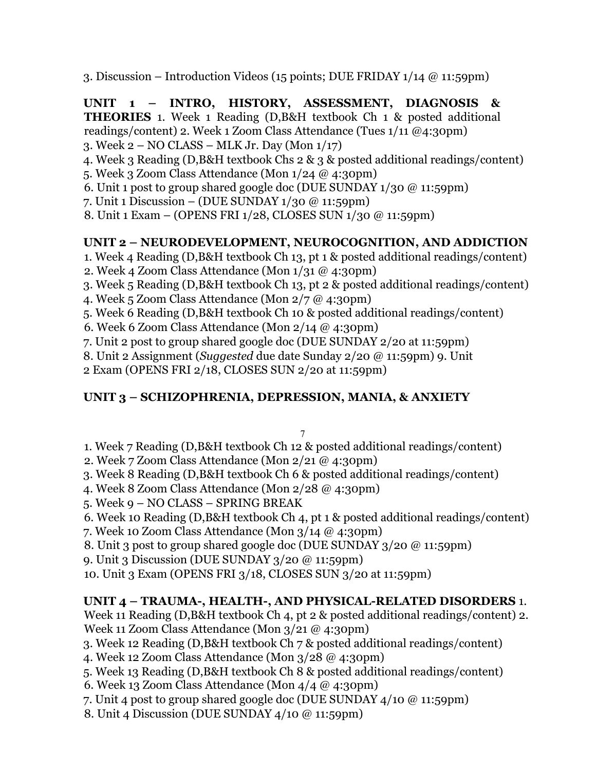3. Discussion – Introduction Videos (15 points; DUE FRIDAY 1/14 @ 11:59pm)

**UNIT 1 – INTRO, HISTORY, ASSESSMENT, DIAGNOSIS & THEORIES**

1. Week 1 Reading (D,B&H textbook Ch 1 & posted additional readings/content)
2. Week 1 Zoom Class Attendance (Tues 1/11 @4:30pm)
3. Week 2 – NO CLASS – MLK Jr. Day (Mon 1/17)
4. Week 3 Reading (D,B&H textbook Chs 2 & 3 & posted additional readings/content)
5. Week 3 Zoom Class Attendance (Mon 1/24 @ 4:30pm)
6. Unit 1 post to group shared google doc (DUE SUNDAY 1/30 @ 11:59pm)
7. Unit 1 Discussion – (DUE SUNDAY 1/30 @ 11:59pm)
8. Unit 1 Exam – (OPENS FRI 1/28, CLOSES SUN 1/30 @ 11:59pm)

**UNIT 2 – NEURODEVELOPMENT, NEUROCOGNITION, AND ADDICTION**

1. Week 4 Reading (D,B&H textbook Ch 13, pt 1 & posted additional readings/content)
2. Week 4 Zoom Class Attendance (Mon 1/31 @ 4:30pm)
3. Week 5 Reading (D,B&H textbook Ch 13, pt 2 & posted additional readings/content)
4. Week 5 Zoom Class Attendance (Mon 2/7 @ 4:30pm)
5. Week 6 Reading (D,B&H textbook Ch 10 & posted additional readings/content)
6. Week 6 Zoom Class Attendance (Mon 2/14 @ 4:30pm)
7. Unit 2 post to group shared google doc (DUE SUNDAY 2/20 at 11:59pm)
8. Unit 2 Assignment (*Suggested* due date Sunday 2/20 @ 11:59pm)
9. Unit 2 Exam (OPENS FRI 2/18, CLOSES SUN 2/20 at 11:59pm)

**UNIT 3 – SCHIZOPHRENIA, DEPRESSION, MANIA, & ANXIETY**

1. Week 7 Reading (D,B&H textbook Ch 12 & posted additional readings/content)
2. Week 7 Zoom Class Attendance (Mon 2/21 @ 4:30pm)
3. Week 8 Reading (D,B&H textbook Ch 6 & posted additional readings/content)
4. Week 8 Zoom Class Attendance (Mon 2/28 @ 4:30pm)
5. Week 9 – NO CLASS – SPRING BREAK
6. Week 10 Reading (D,B&H textbook Ch 4, pt 1 & posted additional readings/content)
7. Week 10 Zoom Class Attendance (Mon 3/14 @ 4:30pm)
8. Unit 3 post to group shared google doc (DUE SUNDAY 3/20 @ 11:59pm)
9. Unit 3 Discussion (DUE SUNDAY 3/20 @ 11:59pm)
10. Unit 3 Exam (OPENS FRI 3/18, CLOSES SUN 3/20 at 11:59pm)

**UNIT 4 – TRAUMA-, HEALTH-, AND PHYSICAL-RELATED DISORDERS**

1. Week 11 Reading (D,B&H textbook Ch 4, pt 2 & posted additional readings/content)
2. Week 11 Zoom Class Attendance (Mon 3/21 @ 4:30pm)
3. Week 12 Reading (D,B&H textbook Ch 7 & posted additional readings/content)
4. Week 12 Zoom Class Attendance (Mon 3/28 @ 4:30pm)
5. Week 13 Reading (D,B&H textbook Ch 8 & posted additional readings/content)
6. Week 13 Zoom Class Attendance (Mon 4/4 @ 4:30pm)
7. Unit 4 post to group shared google doc (DUE SUNDAY 4/10 @ 11:59pm)
8. Unit 4 Discussion (DUE SUNDAY 4/10 @ 11:59pm)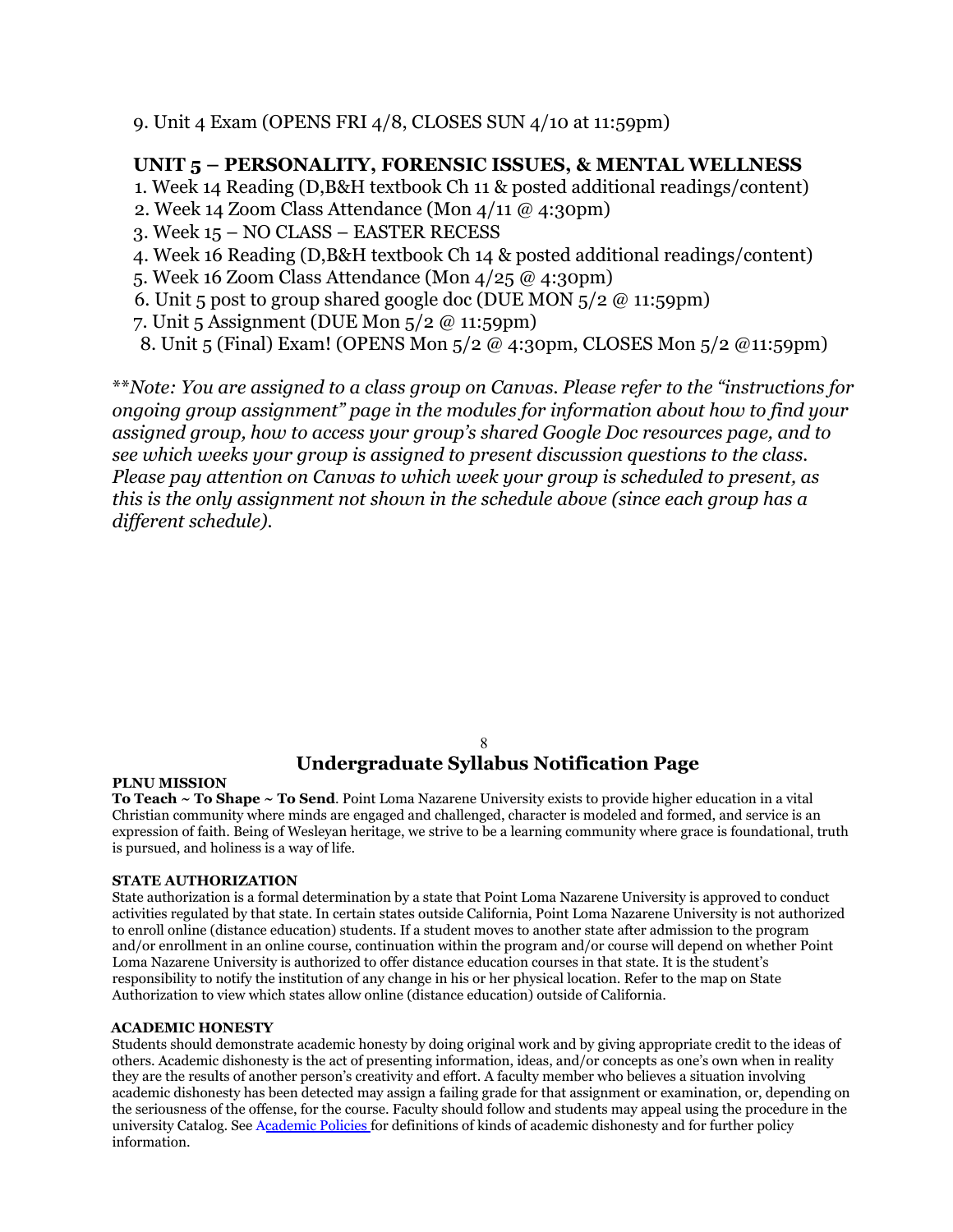9. Unit 4 Exam (OPENS FRI 4/8, CLOSES SUN 4/10 at 11:59pm)

### UNIT 5 – PERSONALITY, FORENSIC ISSUES, & MENTAL WELLNESS

1. Week 14 Reading (D,B&H textbook Ch 11 & posted additional readings/content)
2. Week 14 Zoom Class Attendance (Mon 4/11 @ 4:30pm)
3. Week 15 – NO CLASS – EASTER RECESS
4. Week 16 Reading (D,B&H textbook Ch 14 & posted additional readings/content)
5. Week 16 Zoom Class Attendance (Mon 4/25 @ 4:30pm)
6. Unit 5 post to group shared google doc (DUE MON 5/2 @ 11:59pm)
7. Unit 5 Assignment (DUE Mon 5/2 @ 11:59pm)
8. Unit 5 (Final) Exam! (OPENS Mon 5/2 @ 4:30pm, CLOSES Mon 5/2 @11:59pm)

**\*\****Note: You are assigned to a class group on Canvas. Please refer to the "instructions for ongoing group assignment" page in the modules for information about how to find your assigned group, how to access your group's shared Google Doc resources page, and to see which weeks your group is assigned to present discussion questions to the class. Please pay attention on Canvas to which week your group is scheduled to present, as this is the only assignment not shown in the schedule above (since each group has a different schedule).*

## Undergraduate Syllabus Notification Page

**PLNU MISSION**

**To Teach ~ To Shape ~ To Send**. Point Loma Nazarene University exists to provide higher education in a vital Christian community where minds are engaged and challenged, character is modeled and formed, and service is an expression of faith. Being of Wesleyan heritage, we strive to be a learning community where grace is foundational, truth is pursued, and holiness is a way of life.

**STATE AUTHORIZATION**

State authorization is a formal determination by a state that Point Loma Nazarene University is approved to conduct activities regulated by that state. In certain states outside California, Point Loma Nazarene University is not authorized to enroll online (distance education) students. If a student moves to another state after admission to the program and/or enrollment in an online course, continuation within the program and/or course will depend on whether Point Loma Nazarene University is authorized to offer distance education courses in that state. It is the student's responsibility to notify the institution of any change in his or her physical location. Refer to the map on State Authorization to view which states allow online (distance education) outside of California.

**ACADEMIC HONESTY**

Students should demonstrate academic honesty by doing original work and by giving appropriate credit to the ideas of others. Academic dishonesty is the act of presenting information, ideas, and/or concepts as one's own when in reality they are the results of another person's creativity and effort. A faculty member who believes a situation involving academic dishonesty has been detected may assign a failing grade for that assignment or examination, or, depending on the seriousness of the offense, for the course. Faculty should follow and students may appeal using the procedure in the university Catalog. See Academic Policies for definitions of kinds of academic dishonesty and for further policy information.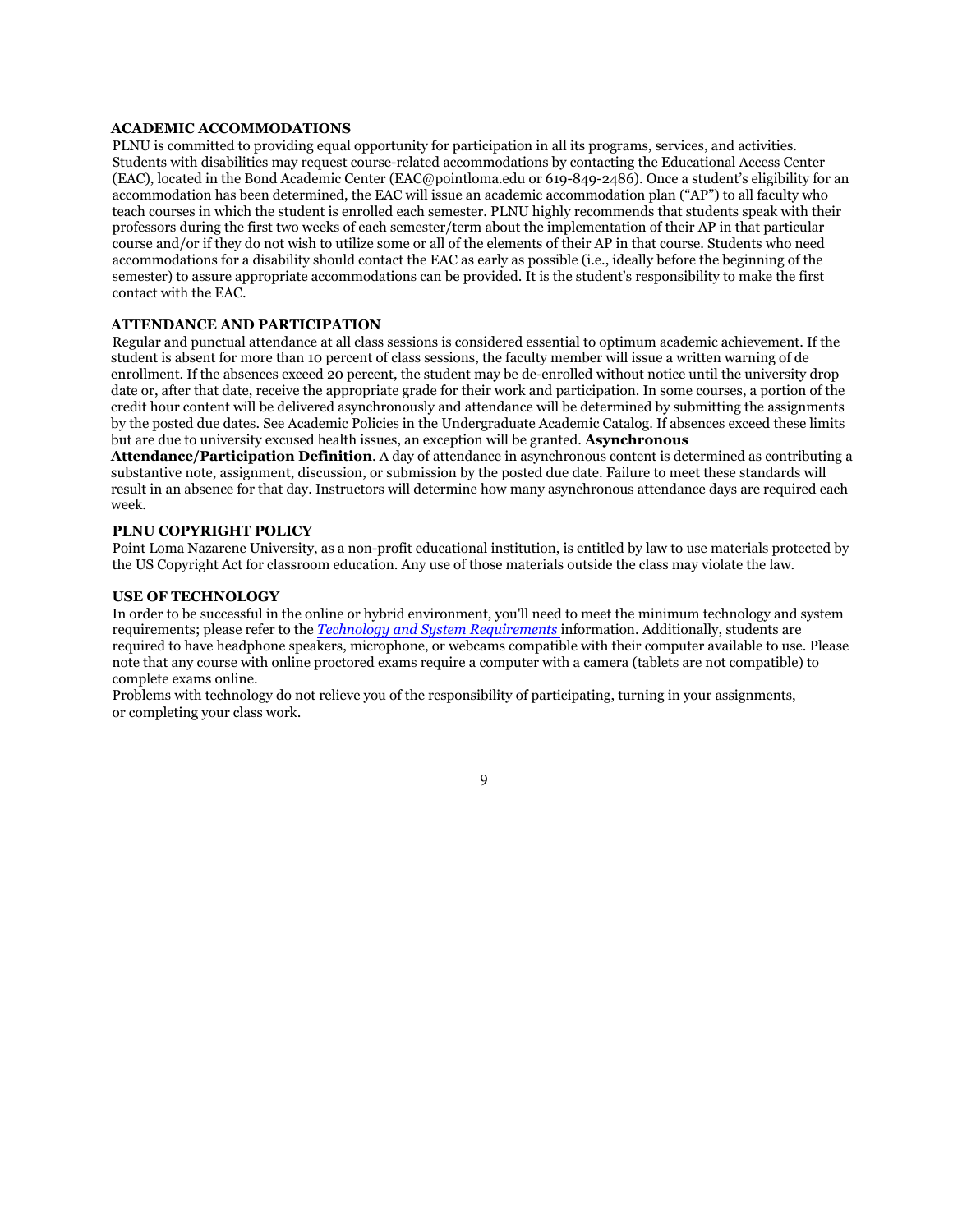**ACADEMIC ACCOMMODATIONS**

PLNU is committed to providing equal opportunity for participation in all its programs, services, and activities. Students with disabilities may request course-related accommodations by contacting the Educational Access Center (EAC), located in the Bond Academic Center (EAC@pointloma.edu or 619-849-2486). Once a student's eligibility for an accommodation has been determined, the EAC will issue an academic accommodation plan ("AP") to all faculty who teach courses in which the student is enrolled each semester. PLNU highly recommends that students speak with their professors during the first two weeks of each semester/term about the implementation of their AP in that particular course and/or if they do not wish to utilize some or all of the elements of their AP in that course. Students who need accommodations for a disability should contact the EAC as early as possible (i.e., ideally before the beginning of the semester) to assure appropriate accommodations can be provided. It is the student's responsibility to make the first contact with the EAC.

**ATTENDANCE AND PARTICIPATION**

Regular and punctual attendance at all class sessions is considered essential to optimum academic achievement. If the student is absent for more than 10 percent of class sessions, the faculty member will issue a written warning of de enrollment. If the absences exceed 20 percent, the student may be de-enrolled without notice until the university drop date or, after that date, receive the appropriate grade for their work and participation. In some courses, a portion of the credit hour content will be delivered asynchronously and attendance will be determined by submitting the assignments by the posted due dates. See Academic Policies in the Undergraduate Academic Catalog. If absences exceed these limits but are due to university excused health issues, an exception will be granted. **Asynchronous Attendance/Participation Definition**. A day of attendance in asynchronous content is determined as contributing a substantive note, assignment, discussion, or submission by the posted due date. Failure to meet these standards will result in an absence for that day. Instructors will determine how many asynchronous attendance days are required each week.

**PLNU COPYRIGHT POLICY**

Point Loma Nazarene University, as a non-profit educational institution, is entitled by law to use materials protected by the US Copyright Act for classroom education. Any use of those materials outside the class may violate the law.

**USE OF TECHNOLOGY**

In order to be successful in the online or hybrid environment, you'll need to meet the minimum technology and system requirements; please refer to the *Technology and System Requirements* information. Additionally, students are required to have headphone speakers, microphone, or webcams compatible with their computer available to use. Please note that any course with online proctored exams require a computer with a camera (tablets are not compatible) to complete exams online.

Problems with technology do not relieve you of the responsibility of participating, turning in your assignments, or completing your class work.